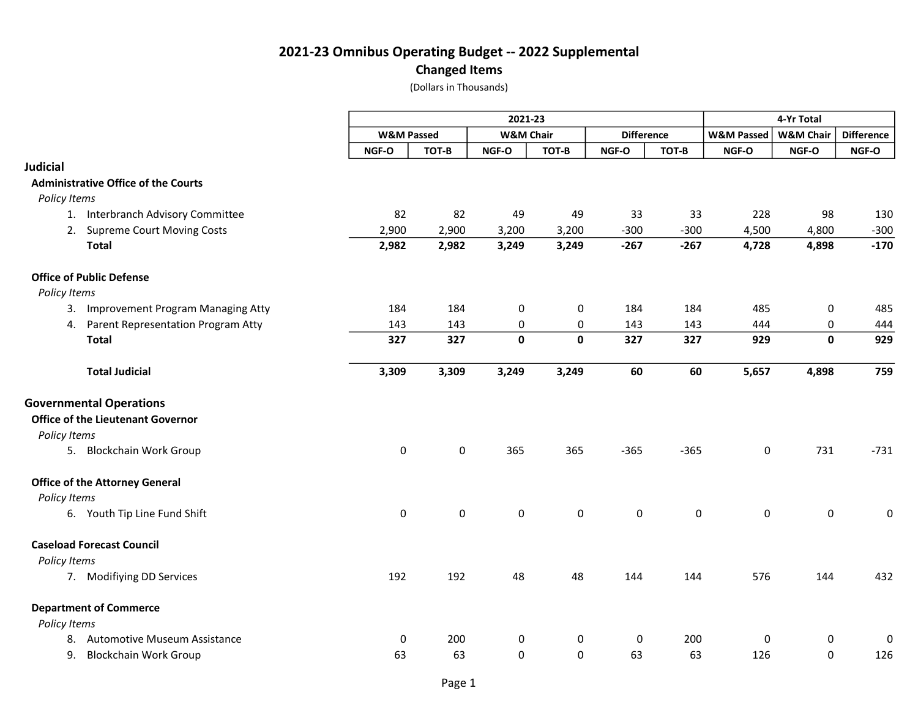# 2021-23 Omnibus Operating Budget -- 2022 Supplemental

## Changed Items

(Dollars in Thousands)

| | 2021-23 | | | | | | 4-Yr Total | | |
|---|---|---|---|---|---|---|---|---|---|
| | W&M Passed | | W&M Chair | | Difference | | W&M Passed | W&M Chair | Difference |
| | NGF-O | TOT-B | NGF-O | TOT-B | NGF-O | TOT-B | NGF-O | NGF-O | NGF-O |
| **Judicial** | | | | | | | | | |
| **Administrative Office of the Courts** | | | | | | | | | |
| *Policy Items* | | | | | | | | | |
| 1. Interbranch Advisory Committee | 82 | 82 | 49 | 49 | 33 | 33 | 228 | 98 | 130 |
| 2. Supreme Court Moving Costs | 2,900 | 2,900 | 3,200 | 3,200 | -300 | -300 | 4,500 | 4,800 | -300 |
| **Total** | **2,982** | **2,982** | **3,249** | **3,249** | **-267** | **-267** | **4,728** | **4,898** | **-170** |
| **Office of Public Defense** | | | | | | | | | |
| *Policy Items* | | | | | | | | | |
| 3. Improvement Program Managing Atty | 184 | 184 | 0 | 0 | 184 | 184 | 485 | 0 | 485 |
| 4. Parent Representation Program Atty | 143 | 143 | 0 | 0 | 143 | 143 | 444 | 0 | 444 |
| **Total** | **327** | **327** | **0** | **0** | **327** | **327** | **929** | **0** | **929** |
| **Total Judicial** | **3,309** | **3,309** | **3,249** | **3,249** | **60** | **60** | **5,657** | **4,898** | **759** |
| **Governmental Operations** | | | | | | | | | |
| **Office of the Lieutenant Governor** | | | | | | | | | |
| *Policy Items* | | | | | | | | | |
| 5. Blockchain Work Group | 0 | 0 | 365 | 365 | -365 | -365 | 0 | 731 | -731 |
| **Office of the Attorney General** | | | | | | | | | |
| *Policy Items* | | | | | | | | | |
| 6. Youth Tip Line Fund Shift | 0 | 0 | 0 | 0 | 0 | 0 | 0 | 0 | 0 |
| **Caseload Forecast Council** | | | | | | | | | |
| *Policy Items* | | | | | | | | | |
| 7. Modifiying DD Services | 192 | 192 | 48 | 48 | 144 | 144 | 576 | 144 | 432 |
| **Department of Commerce** | | | | | | | | | |
| *Policy Items* | | | | | | | | | |
| 8. Automotive Museum Assistance | 0 | 200 | 0 | 0 | 0 | 200 | 0 | 0 | 0 |
| 9. Blockchain Work Group | 63 | 63 | 0 | 0 | 63 | 63 | 126 | 0 | 126 |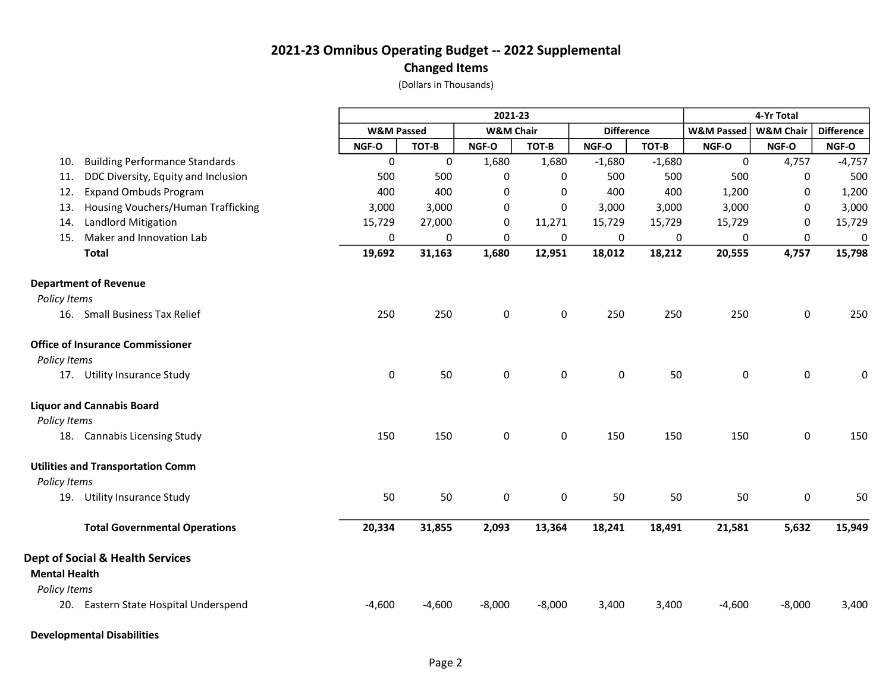# 2021-23 Omnibus Operating Budget -- 2022 Supplemental

## Changed Items

(Dollars in Thousands)

| | 2021-23 | | | | | | 4-Yr Total | | |
|---|---|---|---|---|---|---|---|---|---|
| | W&M Passed | | W&M Chair | | Difference | | W&M Passed | W&M Chair | Difference |
| | NGF-O | TOT-B | NGF-O | TOT-B | NGF-O | TOT-B | NGF-O | NGF-O | NGF-O |
| 10. Building Performance Standards | 0 | 0 | 1,680 | 1,680 | -1,680 | -1,680 | 0 | 4,757 | -4,757 |
| 11. DDC Diversity, Equity and Inclusion | 500 | 500 | 0 | 0 | 500 | 500 | 500 | 0 | 500 |
| 12. Expand Ombuds Program | 400 | 400 | 0 | 0 | 400 | 400 | 1,200 | 0 | 1,200 |
| 13. Housing Vouchers/Human Trafficking | 3,000 | 3,000 | 0 | 0 | 3,000 | 3,000 | 3,000 | 0 | 3,000 |
| 14. Landlord Mitigation | 15,729 | 27,000 | 0 | 11,271 | 15,729 | 15,729 | 15,729 | 0 | 15,729 |
| 15. Maker and Innovation Lab | 0 | 0 | 0 | 0 | 0 | 0 | 0 | 0 | 0 |
| **Total** | **19,692** | **31,163** | **1,680** | **12,951** | **18,012** | **18,212** | **20,555** | **4,757** | **15,798** |
| **Department of Revenue** | | | | | | | | | |
| *Policy Items* | | | | | | | | | |
| 16. Small Business Tax Relief | 250 | 250 | 0 | 0 | 250 | 250 | 250 | 0 | 250 |
| **Office of Insurance Commissioner** | | | | | | | | | |
| *Policy Items* | | | | | | | | | |
| 17. Utility Insurance Study | 0 | 50 | 0 | 0 | 0 | 50 | 0 | 0 | 0 |
| **Liquor and Cannabis Board** | | | | | | | | | |
| *Policy Items* | | | | | | | | | |
| 18. Cannabis Licensing Study | 150 | 150 | 0 | 0 | 150 | 150 | 150 | 0 | 150 |
| **Utilities and Transportation Comm** | | | | | | | | | |
| *Policy Items* | | | | | | | | | |
| 19. Utility Insurance Study | 50 | 50 | 0 | 0 | 50 | 50 | 50 | 0 | 50 |
| **Total Governmental Operations** | **20,334** | **31,855** | **2,093** | **13,364** | **18,241** | **18,491** | **21,581** | **5,632** | **15,949** |
| **Dept of Social & Health Services** | | | | | | | | | |
| **Mental Health** | | | | | | | | | |
| *Policy Items* | | | | | | | | | |
| 20. Eastern State Hospital Underspend | -4,600 | -4,600 | -8,000 | -8,000 | 3,400 | 3,400 | -4,600 | -8,000 | 3,400 |
| **Developmental Disabilities** | | | | | | | | | |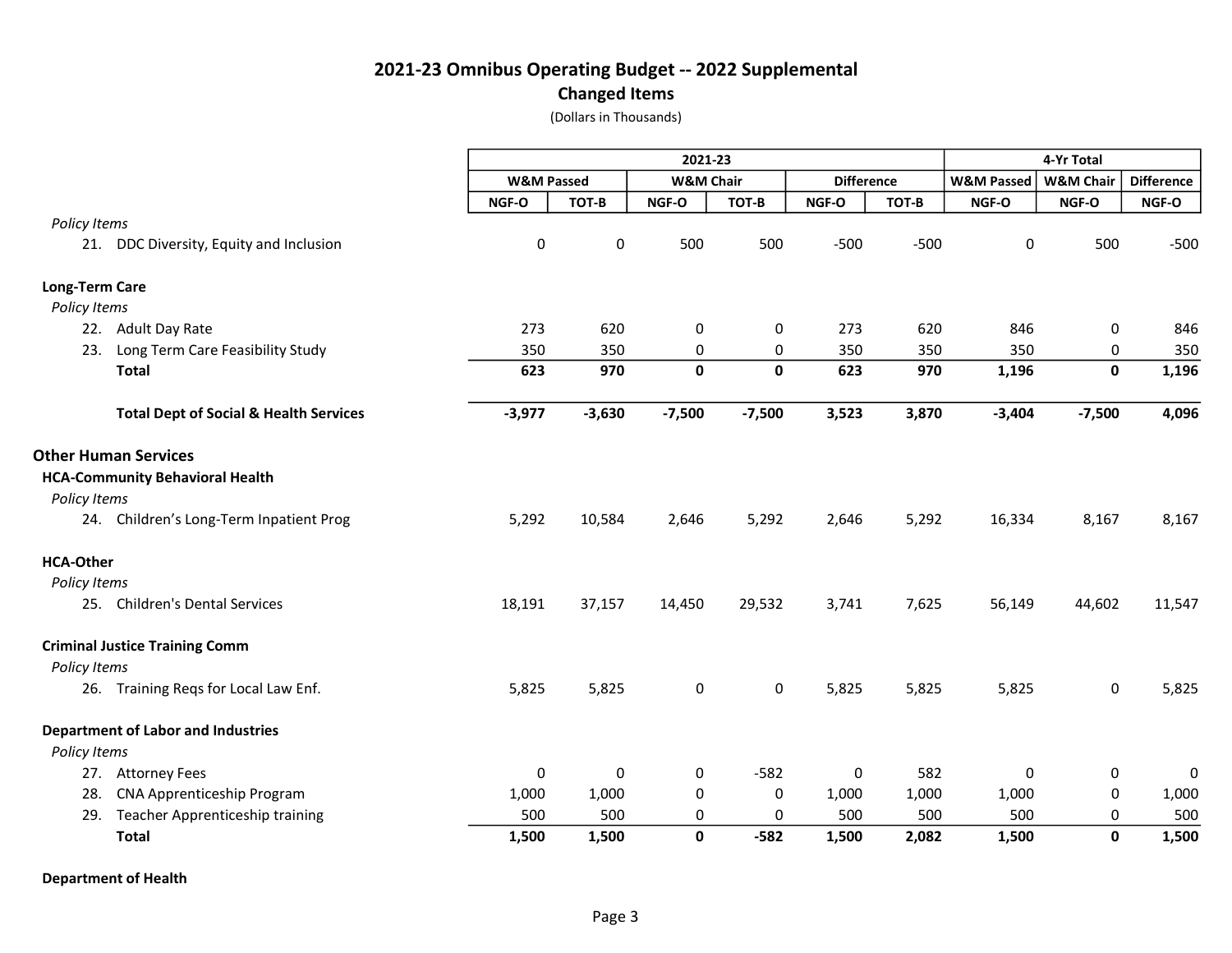# 2021-23 Omnibus Operating Budget -- 2022 Supplemental

## Changed Items

(Dollars in Thousands)

| | 2021-23 | | | | | | 4-Yr Total | | |
|---|---|---|---|---|---|---|---|---|---|
| | W&M Passed | | W&M Chair | | Difference | | W&M Passed | W&M Chair | Difference |
| | NGF-O | TOT-B | NGF-O | TOT-B | NGF-O | TOT-B | NGF-O | NGF-O | NGF-O |
| *Policy Items* | | | | | | | | | |
| 21. DDC Diversity, Equity and Inclusion | 0 | 0 | 500 | 500 | -500 | -500 | 0 | 500 | -500 |
| **Long-Term Care** | | | | | | | | | |
| *Policy Items* | | | | | | | | | |
| 22. Adult Day Rate | 273 | 620 | 0 | 0 | 273 | 620 | 846 | 0 | 846 |
| 23. Long Term Care Feasibility Study | 350 | 350 | 0 | 0 | 350 | 350 | 350 | 0 | 350 |
| **Total** | **623** | **970** | **0** | **0** | **623** | **970** | **1,196** | **0** | **1,196** |
| **Total Dept of Social & Health Services** | **-3,977** | **-3,630** | **-7,500** | **-7,500** | **3,523** | **3,870** | **-3,404** | **-7,500** | **4,096** |
| **Other Human Services** | | | | | | | | | |
| **HCA-Community Behavioral Health** | | | | | | | | | |
| *Policy Items* | | | | | | | | | |
| 24. Children's Long-Term Inpatient Prog | 5,292 | 10,584 | 2,646 | 5,292 | 2,646 | 5,292 | 16,334 | 8,167 | 8,167 |
| **HCA-Other** | | | | | | | | | |
| *Policy Items* | | | | | | | | | |
| 25. Children's Dental Services | 18,191 | 37,157 | 14,450 | 29,532 | 3,741 | 7,625 | 56,149 | 44,602 | 11,547 |
| **Criminal Justice Training Comm** | | | | | | | | | |
| *Policy Items* | | | | | | | | | |
| 26. Training Reqs for Local Law Enf. | 5,825 | 5,825 | 0 | 0 | 5,825 | 5,825 | 5,825 | 0 | 5,825 |
| **Department of Labor and Industries** | | | | | | | | | |
| *Policy Items* | | | | | | | | | |
| 27. Attorney Fees | 0 | 0 | 0 | -582 | 0 | 582 | 0 | 0 | 0 |
| 28. CNA Apprenticeship Program | 1,000 | 1,000 | 0 | 0 | 1,000 | 1,000 | 1,000 | 0 | 1,000 |
| 29. Teacher Apprenticeship training | 500 | 500 | 0 | 0 | 500 | 500 | 500 | 0 | 500 |
| **Total** | **1,500** | **1,500** | **0** | **-582** | **1,500** | **2,082** | **1,500** | **0** | **1,500** |
| **Department of Health** | | | | | | | | | |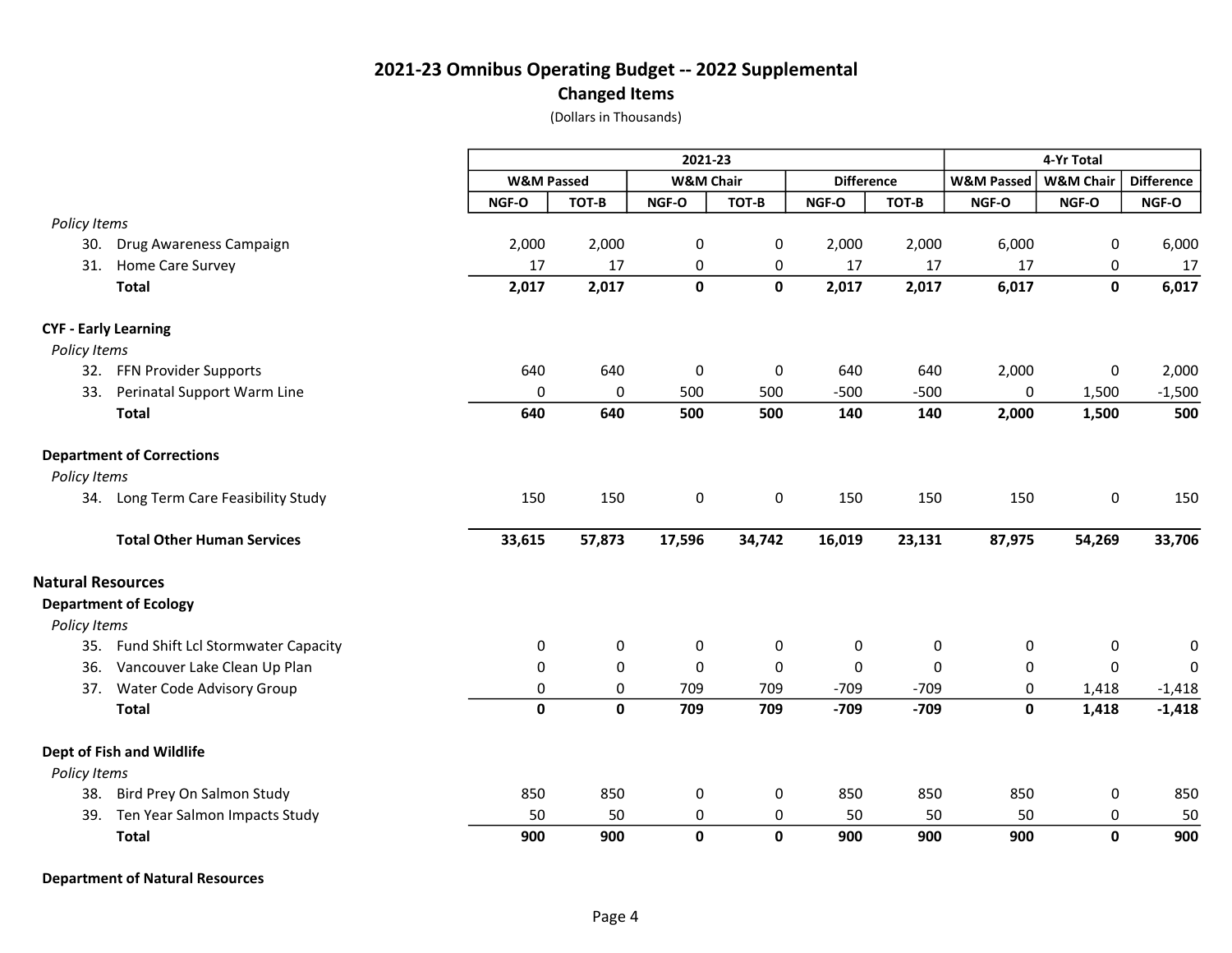# 2021-23 Omnibus Operating Budget -- 2022 Supplemental

## Changed Items

(Dollars in Thousands)

| | 2021-23 | | | | | | 4-Yr Total | | |
|---|---|---|---|---|---|---|---|---|---|
| | W&M Passed | | W&M Chair | | Difference | | W&M Passed | W&M Chair | Difference |
| | NGF-O | TOT-B | NGF-O | TOT-B | NGF-O | TOT-B | NGF-O | NGF-O | NGF-O |
| *Policy Items* | | | | | | | | | |
| 30. Drug Awareness Campaign | 2,000 | 2,000 | 0 | 0 | 2,000 | 2,000 | 6,000 | 0 | 6,000 |
| 31. Home Care Survey | 17 | 17 | 0 | 0 | 17 | 17 | 17 | 0 | 17 |
| **Total** | **2,017** | **2,017** | **0** | **0** | **2,017** | **2,017** | **6,017** | **0** | **6,017** |
| **CYF - Early Learning** | | | | | | | | | |
| *Policy Items* | | | | | | | | | |
| 32. FFN Provider Supports | 640 | 640 | 0 | 0 | 640 | 640 | 2,000 | 0 | 2,000 |
| 33. Perinatal Support Warm Line | 0 | 0 | 500 | 500 | -500 | -500 | 0 | 1,500 | -1,500 |
| **Total** | **640** | **640** | **500** | **500** | **140** | **140** | **2,000** | **1,500** | **500** |
| **Department of Corrections** | | | | | | | | | |
| *Policy Items* | | | | | | | | | |
| 34. Long Term Care Feasibility Study | 150 | 150 | 0 | 0 | 150 | 150 | 150 | 0 | 150 |
| **Total Other Human Services** | **33,615** | **57,873** | **17,596** | **34,742** | **16,019** | **23,131** | **87,975** | **54,269** | **33,706** |
| **Natural Resources** | | | | | | | | | |
| **Department of Ecology** | | | | | | | | | |
| *Policy Items* | | | | | | | | | |
| 35. Fund Shift Lcl Stormwater Capacity | 0 | 0 | 0 | 0 | 0 | 0 | 0 | 0 | 0 |
| 36. Vancouver Lake Clean Up Plan | 0 | 0 | 0 | 0 | 0 | 0 | 0 | 0 | 0 |
| 37. Water Code Advisory Group | 0 | 0 | 709 | 709 | -709 | -709 | 0 | 1,418 | -1,418 |
| **Total** | **0** | **0** | **709** | **709** | **-709** | **-709** | **0** | **1,418** | **-1,418** |
| **Dept of Fish and Wildlife** | | | | | | | | | |
| *Policy Items* | | | | | | | | | |
| 38. Bird Prey On Salmon Study | 850 | 850 | 0 | 0 | 850 | 850 | 850 | 0 | 850 |
| 39. Ten Year Salmon Impacts Study | 50 | 50 | 0 | 0 | 50 | 50 | 50 | 0 | 50 |
| **Total** | **900** | **900** | **0** | **0** | **900** | **900** | **900** | **0** | **900** |
| **Department of Natural Resources** | | | | | | | | | |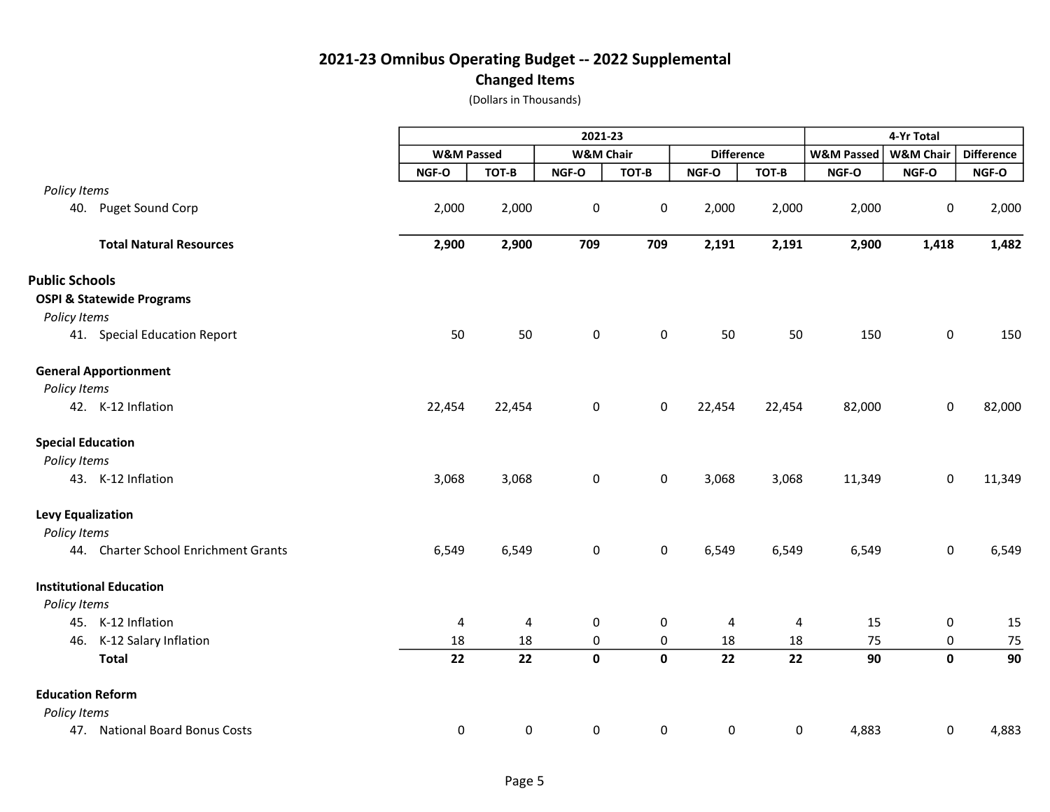# 2021-23 Omnibus Operating Budget -- 2022 Supplemental

## Changed Items

(Dollars in Thousands)

| | 2021-23 | | | | | | 4-Yr Total | | |
|---|---|---|---|---|---|---|---|---|---|
| | W&M Passed | | W&M Chair | | Difference | | W&M Passed | W&M Chair | Difference |
| | NGF-O | TOT-B | NGF-O | TOT-B | NGF-O | TOT-B | NGF-O | NGF-O | NGF-O |
| *Policy Items* | | | | | | | | | |
| 40. Puget Sound Corp | 2,000 | 2,000 | 0 | 0 | 2,000 | 2,000 | 2,000 | 0 | 2,000 |
| **Total Natural Resources** | **2,900** | **2,900** | **709** | **709** | **2,191** | **2,191** | **2,900** | **1,418** | **1,482** |
| **Public Schools** | | | | | | | | | |
| **OSPI & Statewide Programs** | | | | | | | | | |
| *Policy Items* | | | | | | | | | |
| 41. Special Education Report | 50 | 50 | 0 | 0 | 50 | 50 | 150 | 0 | 150 |
| **General Apportionment** | | | | | | | | | |
| *Policy Items* | | | | | | | | | |
| 42. K-12 Inflation | 22,454 | 22,454 | 0 | 0 | 22,454 | 22,454 | 82,000 | 0 | 82,000 |
| **Special Education** | | | | | | | | | |
| *Policy Items* | | | | | | | | | |
| 43. K-12 Inflation | 3,068 | 3,068 | 0 | 0 | 3,068 | 3,068 | 11,349 | 0 | 11,349 |
| **Levy Equalization** | | | | | | | | | |
| *Policy Items* | | | | | | | | | |
| 44. Charter School Enrichment Grants | 6,549 | 6,549 | 0 | 0 | 6,549 | 6,549 | 6,549 | 0 | 6,549 |
| **Institutional Education** | | | | | | | | | |
| *Policy Items* | | | | | | | | | |
| 45. K-12 Inflation | 4 | 4 | 0 | 0 | 4 | 4 | 15 | 0 | 15 |
| 46. K-12 Salary Inflation | 18 | 18 | 0 | 0 | 18 | 18 | 75 | 0 | 75 |
| **Total** | **22** | **22** | **0** | **0** | **22** | **22** | **90** | **0** | **90** |
| **Education Reform** | | | | | | | | | |
| *Policy Items* | | | | | | | | | |
| 47. National Board Bonus Costs | 0 | 0 | 0 | 0 | 0 | 0 | 4,883 | 0 | 4,883 |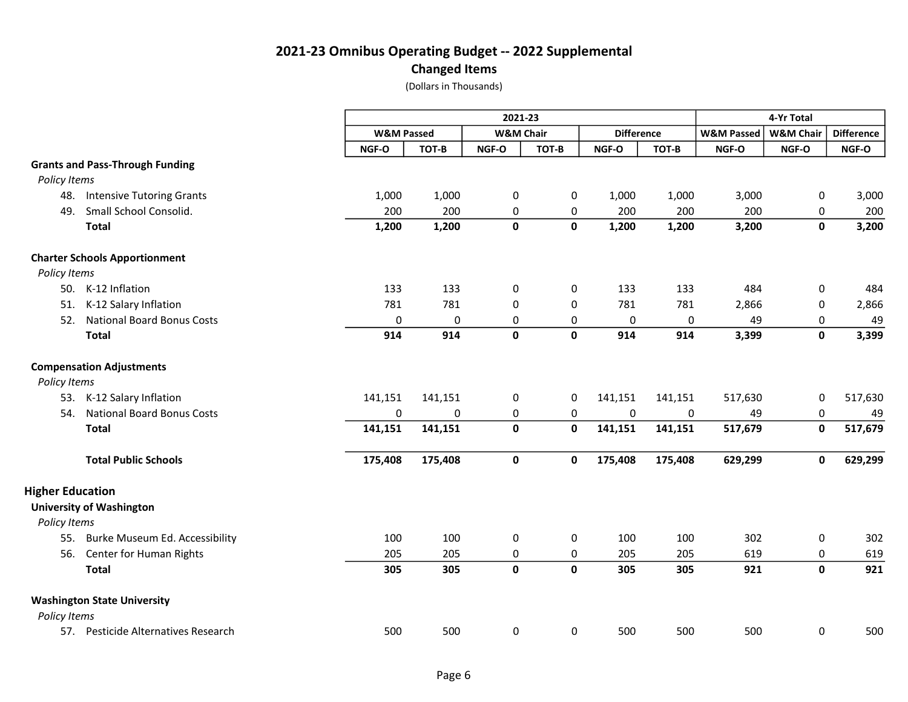## 2021-23 Omnibus Operating Budget -- 2022 Supplemental
### Changed Items
(Dollars in Thousands)

| | 2021-23 | | | | | | 4-Yr Total | | |
|---|---|---|---|---|---|---|---|---|---|
| | W&M Passed | | W&M Chair | | Difference | | W&M Passed | W&M Chair | Difference |
| | NGF-O | TOT-B | NGF-O | TOT-B | NGF-O | TOT-B | NGF-O | NGF-O | NGF-O |
| **Grants and Pass-Through Funding** | | | | | | | | | |
| *Policy Items* | | | | | | | | | |
| 48. Intensive Tutoring Grants | 1,000 | 1,000 | 0 | 0 | 1,000 | 1,000 | 3,000 | 0 | 3,000 |
| 49. Small School Consolid. | 200 | 200 | 0 | 0 | 200 | 200 | 200 | 0 | 200 |
| **Total** | **1,200** | **1,200** | **0** | **0** | **1,200** | **1,200** | **3,200** | **0** | **3,200** |
| **Charter Schools Apportionment** | | | | | | | | | |
| *Policy Items* | | | | | | | | | |
| 50. K-12 Inflation | 133 | 133 | 0 | 0 | 133 | 133 | 484 | 0 | 484 |
| 51. K-12 Salary Inflation | 781 | 781 | 0 | 0 | 781 | 781 | 2,866 | 0 | 2,866 |
| 52. National Board Bonus Costs | 0 | 0 | 0 | 0 | 0 | 0 | 49 | 0 | 49 |
| **Total** | **914** | **914** | **0** | **0** | **914** | **914** | **3,399** | **0** | **3,399** |
| **Compensation Adjustments** | | | | | | | | | |
| *Policy Items* | | | | | | | | | |
| 53. K-12 Salary Inflation | 141,151 | 141,151 | 0 | 0 | 141,151 | 141,151 | 517,630 | 0 | 517,630 |
| 54. National Board Bonus Costs | 0 | 0 | 0 | 0 | 0 | 0 | 49 | 0 | 49 |
| **Total** | **141,151** | **141,151** | **0** | **0** | **141,151** | **141,151** | **517,679** | **0** | **517,679** |
| **Total Public Schools** | **175,408** | **175,408** | **0** | **0** | **175,408** | **175,408** | **629,299** | **0** | **629,299** |
| **Higher Education** | | | | | | | | | |
| **University of Washington** | | | | | | | | | |
| *Policy Items* | | | | | | | | | |
| 55. Burke Museum Ed. Accessibility | 100 | 100 | 0 | 0 | 100 | 100 | 302 | 0 | 302 |
| 56. Center for Human Rights | 205 | 205 | 0 | 0 | 205 | 205 | 619 | 0 | 619 |
| **Total** | **305** | **305** | **0** | **0** | **305** | **305** | **921** | **0** | **921** |
| **Washington State University** | | | | | | | | | |
| *Policy Items* | | | | | | | | | |
| 57. Pesticide Alternatives Research | 500 | 500 | 0 | 0 | 500 | 500 | 500 | 0 | 500 |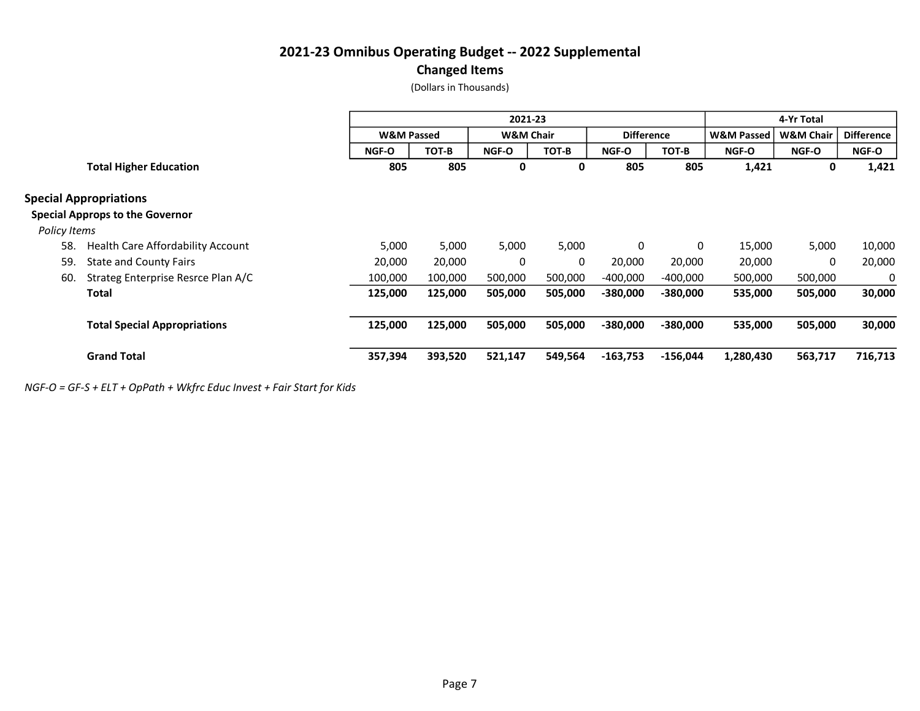# 2021-23 Omnibus Operating Budget -- 2022 Supplemental

## Changed Items

(Dollars in Thousands)

| | 2021-23 | | | | | | 4-Yr Total | | |
|---|---|---|---|---|---|---|---|---|---|
| | W&M Passed | | W&M Chair | | Difference | | W&M Passed | W&M Chair | Difference |
| | NGF-O | TOT-B | NGF-O | TOT-B | NGF-O | TOT-B | NGF-O | NGF-O | NGF-O |
| **Total Higher Education** | **805** | **805** | **0** | **0** | **805** | **805** | **1,421** | **0** | **1,421** |
| **Special Appropriations** | | | | | | | | | |
| **Special Approps to the Governor** | | | | | | | | | |
| *Policy Items* | | | | | | | | | |
| 58. Health Care Affordability Account | 5,000 | 5,000 | 5,000 | 5,000 | 0 | 0 | 15,000 | 5,000 | 10,000 |
| 59. State and County Fairs | 20,000 | 20,000 | 0 | 0 | 20,000 | 20,000 | 20,000 | 0 | 20,000 |
| 60. Strateg Enterprise Resrce Plan A/C | 100,000 | 100,000 | 500,000 | 500,000 | -400,000 | -400,000 | 500,000 | 500,000 | 0 |
| **Total** | **125,000** | **125,000** | **505,000** | **505,000** | **-380,000** | **-380,000** | **535,000** | **505,000** | **30,000** |
| **Total Special Appropriations** | **125,000** | **125,000** | **505,000** | **505,000** | **-380,000** | **-380,000** | **535,000** | **505,000** | **30,000** |
| **Grand Total** | **357,394** | **393,520** | **521,147** | **549,564** | **-163,753** | **-156,044** | **1,280,430** | **563,717** | **716,713** |

*NGF-O = GF-S + ELT + OpPath + Wkfrc Educ Invest + Fair Start for Kids*